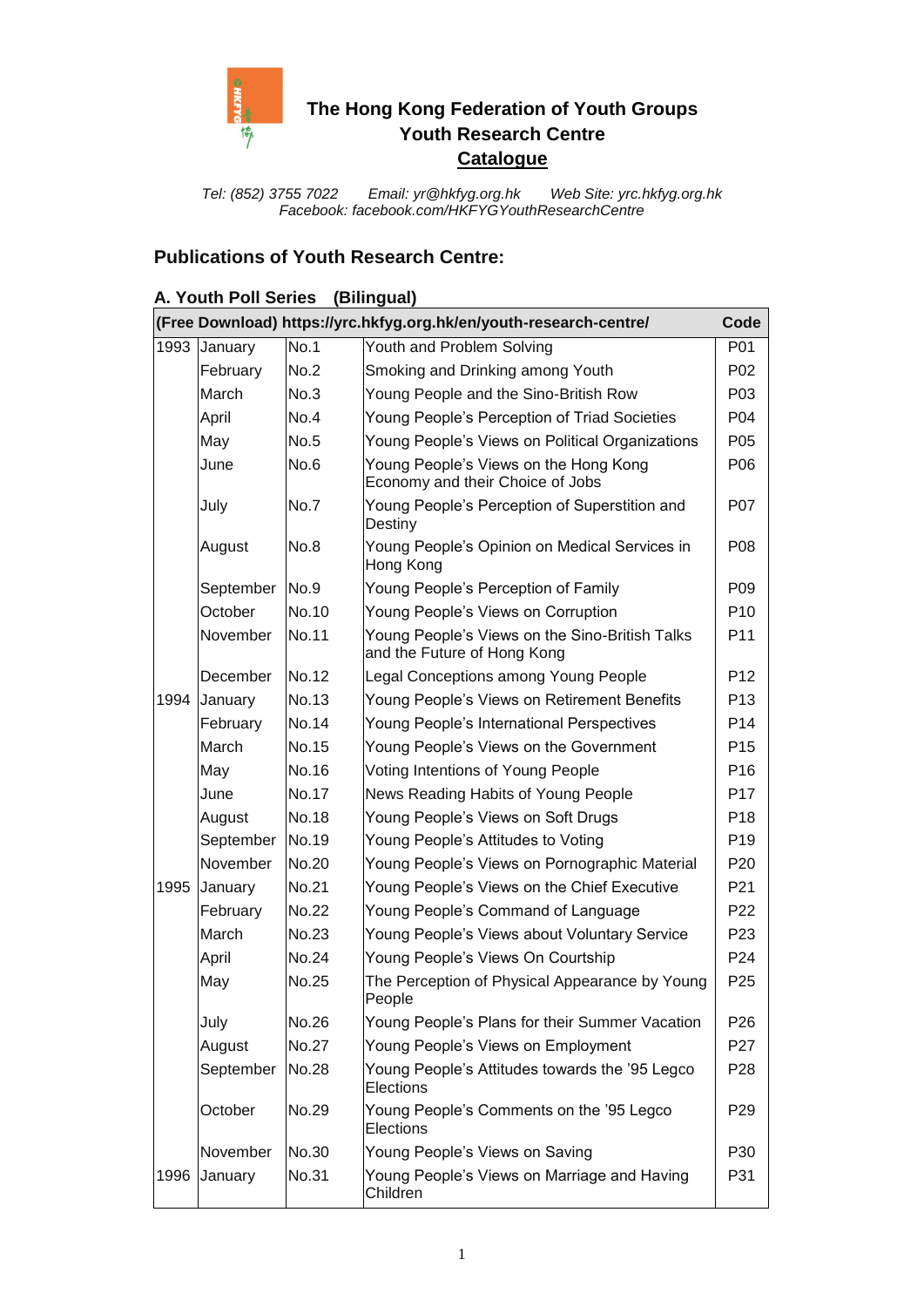# The Hong Kong Federation of Youth Groups
## Youth Research Centre
## Catalogue

*Tel: (852) 3755 7022 Email: yr@hkfyg.org.hk Web Site: yrc.hkfyg.org.hk*
*Facebook: facebook.com/HKFYGYouthResearchCentre*

## Publications of Youth Research Centre:

### A. Youth Poll Series (Bilingual)

| (Free Download) https://yrc.hkfyg.org.hk/en/youth-research-centre/ | | | | Code |
|---|---|---|---|---|
| 1993 | January | No.1 | Youth and Problem Solving | P01 |
| | February | No.2 | Smoking and Drinking among Youth | P02 |
| | March | No.3 | Young People and the Sino-British Row | P03 |
| | April | No.4 | Young People's Perception of Triad Societies | P04 |
| | May | No.5 | Young People's Views on Political Organizations | P05 |
| | June | No.6 | Young People's Views on the Hong Kong Economy and their Choice of Jobs | P06 |
| | July | No.7 | Young People's Perception of Superstition and Destiny | P07 |
| | August | No.8 | Young People's Opinion on Medical Services in Hong Kong | P08 |
| | September | No.9 | Young People's Perception of Family | P09 |
| | October | No.10 | Young People's Views on Corruption | P10 |
| | November | No.11 | Young People's Views on the Sino-British Talks and the Future of Hong Kong | P11 |
| | December | No.12 | Legal Conceptions among Young People | P12 |
| 1994 | January | No.13 | Young People's Views on Retirement Benefits | P13 |
| | February | No.14 | Young People's International Perspectives | P14 |
| | March | No.15 | Young People's Views on the Government | P15 |
| | May | No.16 | Voting Intentions of Young People | P16 |
| | June | No.17 | News Reading Habits of Young People | P17 |
| | August | No.18 | Young People's Views on Soft Drugs | P18 |
| | September | No.19 | Young People's Attitudes to Voting | P19 |
| | November | No.20 | Young People's Views on Pornographic Material | P20 |
| 1995 | January | No.21 | Young People's Views on the Chief Executive | P21 |
| | February | No.22 | Young People's Command of Language | P22 |
| | March | No.23 | Young People's Views about Voluntary Service | P23 |
| | April | No.24 | Young People's Views On Courtship | P24 |
| | May | No.25 | The Perception of Physical Appearance by Young People | P25 |
| | July | No.26 | Young People's Plans for their Summer Vacation | P26 |
| | August | No.27 | Young People's Views on Employment | P27 |
| | September | No.28 | Young People's Attitudes towards the '95 Legco Elections | P28 |
| | October | No.29 | Young People's Comments on the '95 Legco Elections | P29 |
| | November | No.30 | Young People's Views on Saving | P30 |
| 1996 | January | No.31 | Young People's Views on Marriage and Having Children | P31 |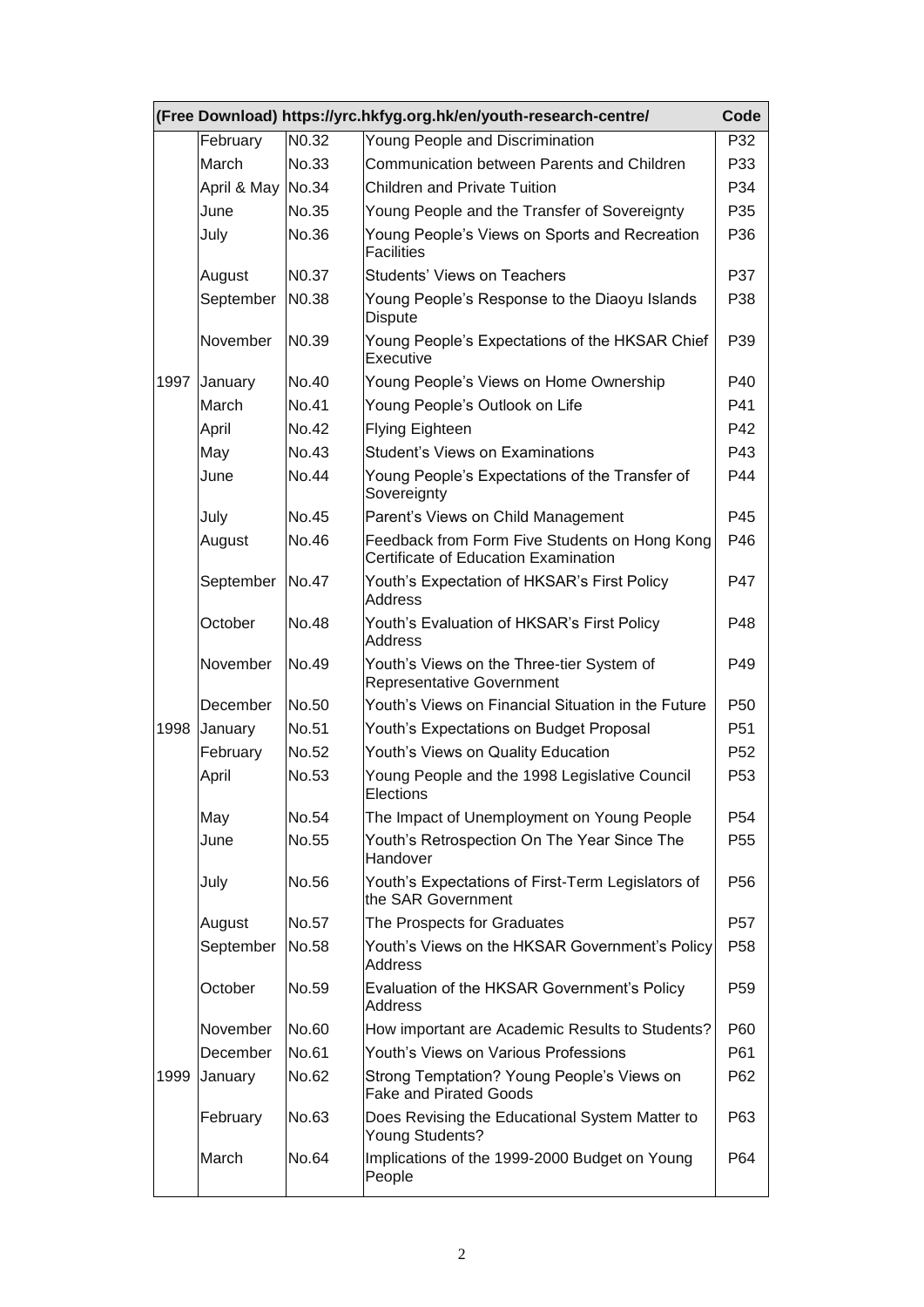| (Free Download) https://yrc.hkfyg.org.hk/en/youth-research-centre/ | | | | Code |
|---|---|---|---|---|
| | February | N0.32 | Young People and Discrimination | P32 |
| | March | No.33 | Communication between Parents and Children | P33 |
| | April & May | No.34 | Children and Private Tuition | P34 |
| | June | No.35 | Young People and the Transfer of Sovereignty | P35 |
| | July | No.36 | Young People's Views on Sports and Recreation Facilities | P36 |
| | August | N0.37 | Students' Views on Teachers | P37 |
| | September | N0.38 | Young People's Response to the Diaoyu Islands Dispute | P38 |
| | November | N0.39 | Young People's Expectations of the HKSAR Chief Executive | P39 |
| 1997 | January | No.40 | Young People's Views on Home Ownership | P40 |
| | March | No.41 | Young People's Outlook on Life | P41 |
| | April | No.42 | Flying Eighteen | P42 |
| | May | No.43 | Student's Views on Examinations | P43 |
| | June | No.44 | Young People's Expectations of the Transfer of Sovereignty | P44 |
| | July | No.45 | Parent's Views on Child Management | P45 |
| | August | No.46 | Feedback from Form Five Students on Hong Kong Certificate of Education Examination | P46 |
| | September | No.47 | Youth's Expectation of HKSAR's First Policy Address | P47 |
| | October | No.48 | Youth's Evaluation of HKSAR's First Policy Address | P48 |
| | November | No.49 | Youth's Views on the Three-tier System of Representative Government | P49 |
| | December | No.50 | Youth's Views on Financial Situation in the Future | P50 |
| 1998 | January | No.51 | Youth's Expectations on Budget Proposal | P51 |
| | February | No.52 | Youth's Views on Quality Education | P52 |
| | April | No.53 | Young People and the 1998 Legislative Council Elections | P53 |
| | May | No.54 | The Impact of Unemployment on Young People | P54 |
| | June | No.55 | Youth's Retrospection On The Year Since The Handover | P55 |
| | July | No.56 | Youth's Expectations of First-Term Legislators of the SAR Government | P56 |
| | August | No.57 | The Prospects for Graduates | P57 |
| | September | No.58 | Youth's Views on the HKSAR Government's Policy Address | P58 |
| | October | No.59 | Evaluation of the HKSAR Government's Policy Address | P59 |
| | November | No.60 | How important are Academic Results to Students? | P60 |
| | December | No.61 | Youth's Views on Various Professions | P61 |
| 1999 | January | No.62 | Strong Temptation? Young People's Views on Fake and Pirated Goods | P62 |
| | February | No.63 | Does Revising the Educational System Matter to Young Students? | P63 |
| | March | No.64 | Implications of the 1999-2000 Budget on Young People | P64 |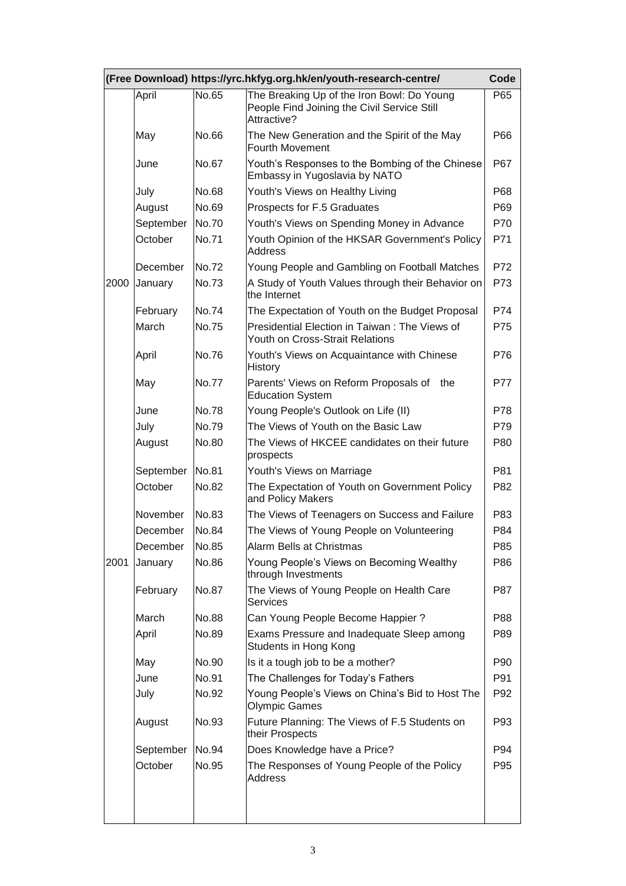| (Free Download) https://yrc.hkfyg.org.hk/en/youth-research-centre/ | | | | Code |
|---|---|---|---|---|
| | April | No.65 | The Breaking Up of the Iron Bowl: Do Young People Find Joining the Civil Service Still Attractive? | P65 |
| | May | No.66 | The New Generation and the Spirit of the May Fourth Movement | P66 |
| | June | No.67 | Youth’s Responses to the Bombing of the Chinese Embassy in Yugoslavia by NATO | P67 |
| | July | No.68 | Youth's Views on Healthy Living | P68 |
| | August | No.69 | Prospects for F.5 Graduates | P69 |
| | September | No.70 | Youth's Views on Spending Money in Advance | P70 |
| | October | No.71 | Youth Opinion of the HKSAR Government's Policy Address | P71 |
| | December | No.72 | Young People and Gambling on Football Matches | P72 |
| 2000 | January | No.73 | A Study of Youth Values through their Behavior on the Internet | P73 |
| | February | No.74 | The Expectation of Youth on the Budget Proposal | P74 |
| | March | No.75 | Presidential Election in Taiwan : The Views of Youth on Cross-Strait Relations | P75 |
| | April | No.76 | Youth's Views on Acquaintance with Chinese History | P76 |
| | May | No.77 | Parents' Views on Reform Proposals of the Education System | P77 |
| | June | No.78 | Young People's Outlook on Life (II) | P78 |
| | July | No.79 | The Views of Youth on the Basic Law | P79 |
| | August | No.80 | The Views of HKCEE candidates on their future prospects | P80 |
| | September | No.81 | Youth's Views on Marriage | P81 |
| | October | No.82 | The Expectation of Youth on Government Policy and Policy Makers | P82 |
| | November | No.83 | The Views of Teenagers on Success and Failure | P83 |
| | December | No.84 | The Views of Young People on Volunteering | P84 |
| | December | No.85 | Alarm Bells at Christmas | P85 |
| 2001 | January | No.86 | Young People’s Views on Becoming Wealthy through Investments | P86 |
| | February | No.87 | The Views of Young People on Health Care Services | P87 |
| | March | No.88 | Can Young People Become Happier ? | P88 |
| | April | No.89 | Exams Pressure and Inadequate Sleep among Students in Hong Kong | P89 |
| | May | No.90 | Is it a tough job to be a mother? | P90 |
| | June | No.91 | The Challenges for Today’s Fathers | P91 |
| | July | No.92 | Young People’s Views on China’s Bid to Host The Olympic Games | P92 |
| | August | No.93 | Future Planning: The Views of F.5 Students on their Prospects | P93 |
| | September | No.94 | Does Knowledge have a Price? | P94 |
| | October | No.95 | The Responses of Young People of the Policy Address | P95 |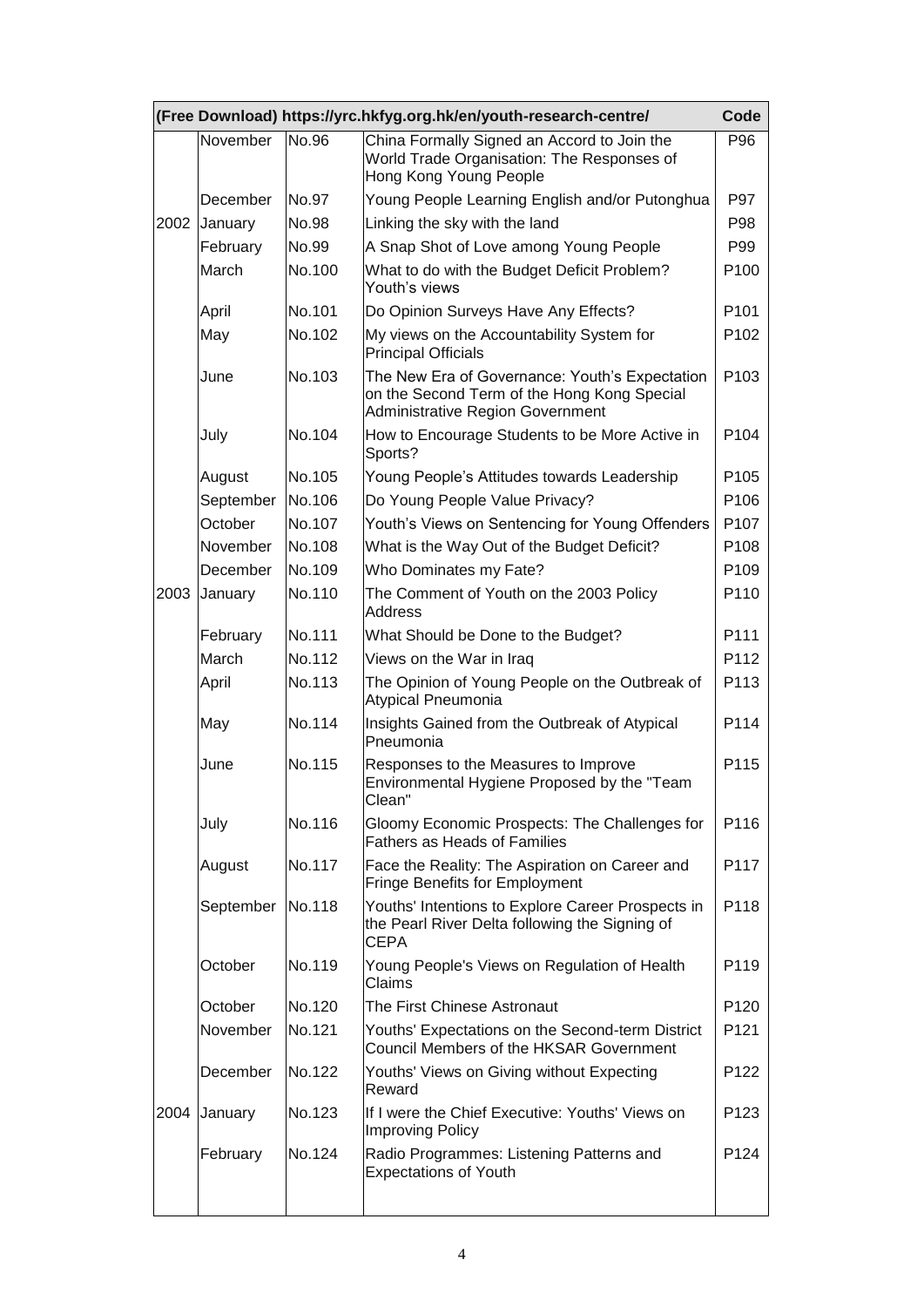| (Free Download) https://yrc.hkfyg.org.hk/en/youth-research-centre/ | | | | Code |
|---|---|---|---|---|
| | November | No.96 | China Formally Signed an Accord to Join the World Trade Organisation: The Responses of Hong Kong Young People | P96 |
| | December | No.97 | Young People Learning English and/or Putonghua | P97 |
| 2002 | January | No.98 | Linking the sky with the land | P98 |
| | February | No.99 | A Snap Shot of Love among Young People | P99 |
| | March | No.100 | What to do with the Budget Deficit Problem? Youth's views | P100 |
| | April | No.101 | Do Opinion Surveys Have Any Effects? | P101 |
| | May | No.102 | My views on the Accountability System for Principal Officials | P102 |
| | June | No.103 | The New Era of Governance: Youth's Expectation on the Second Term of the Hong Kong Special Administrative Region Government | P103 |
| | July | No.104 | How to Encourage Students to be More Active in Sports? | P104 |
| | August | No.105 | Young People's Attitudes towards Leadership | P105 |
| | September | No.106 | Do Young People Value Privacy? | P106 |
| | October | No.107 | Youth's Views on Sentencing for Young Offenders | P107 |
| | November | No.108 | What is the Way Out of the Budget Deficit? | P108 |
| | December | No.109 | Who Dominates my Fate? | P109 |
| 2003 | January | No.110 | The Comment of Youth on the 2003 Policy Address | P110 |
| | February | No.111 | What Should be Done to the Budget? | P111 |
| | March | No.112 | Views on the War in Iraq | P112 |
| | April | No.113 | The Opinion of Young People on the Outbreak of Atypical Pneumonia | P113 |
| | May | No.114 | Insights Gained from the Outbreak of Atypical Pneumonia | P114 |
| | June | No.115 | Responses to the Measures to Improve Environmental Hygiene Proposed by the "Team Clean" | P115 |
| | July | No.116 | Gloomy Economic Prospects: The Challenges for Fathers as Heads of Families | P116 |
| | August | No.117 | Face the Reality: The Aspiration on Career and Fringe Benefits for Employment | P117 |
| | September | No.118 | Youths' Intentions to Explore Career Prospects in the Pearl River Delta following the Signing of CEPA | P118 |
| | October | No.119 | Young People's Views on Regulation of Health Claims | P119 |
| | October | No.120 | The First Chinese Astronaut | P120 |
| | November | No.121 | Youths' Expectations on the Second-term District Council Members of the HKSAR Government | P121 |
| | December | No.122 | Youths' Views on Giving without Expecting Reward | P122 |
| 2004 | January | No.123 | If I were the Chief Executive: Youths' Views on Improving Policy | P123 |
| | February | No.124 | Radio Programmes: Listening Patterns and Expectations of Youth | P124 |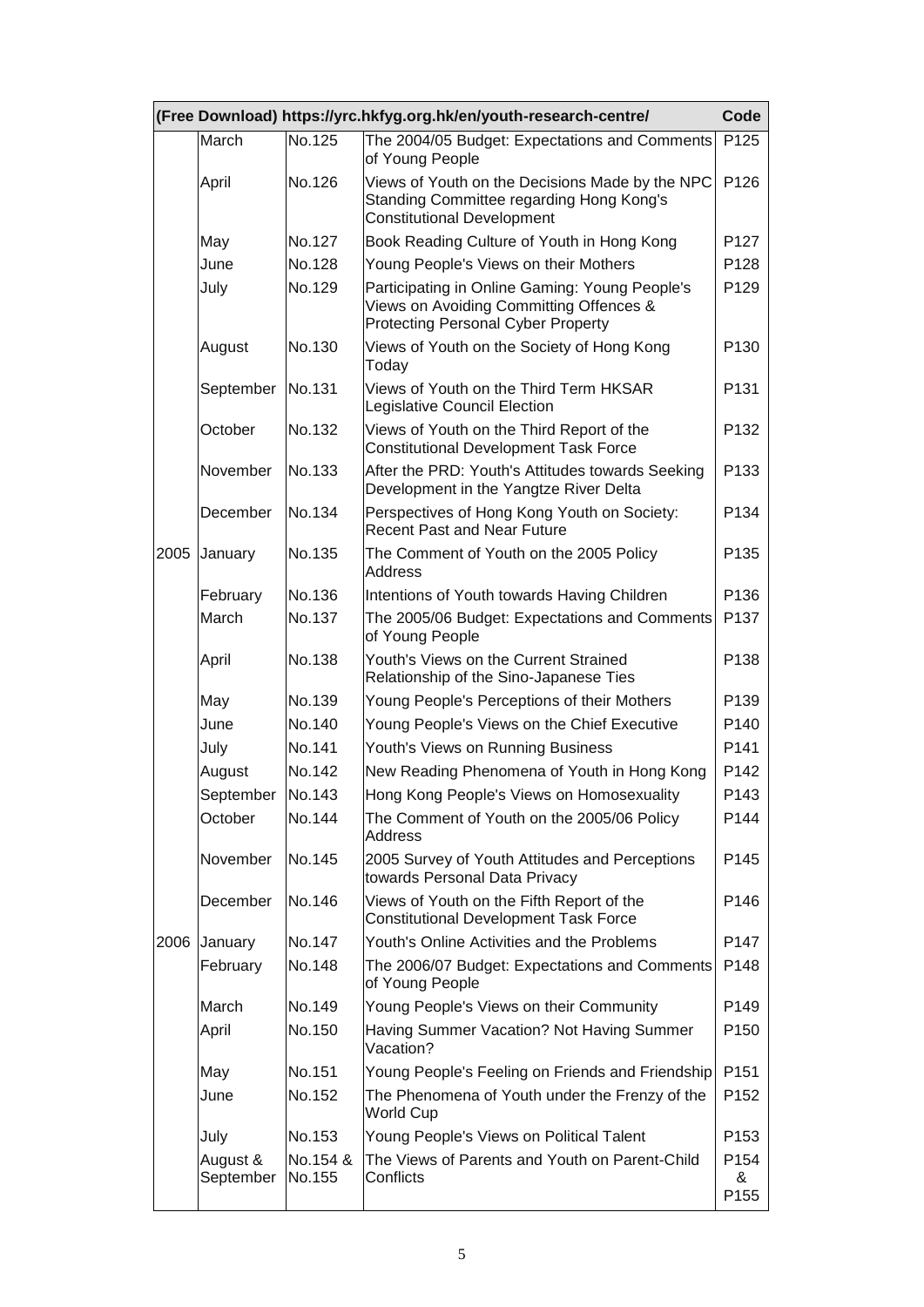| (Free Download) https://yrc.hkfyg.org.hk/en/youth-research-centre/ | | | | Code |
|---|---|---|---|---|
| | March | No.125 | The 2004/05 Budget: Expectations and Comments of Young People | P125 |
| | April | No.126 | Views of Youth on the Decisions Made by the NPC Standing Committee regarding Hong Kong's Constitutional Development | P126 |
| | May | No.127 | Book Reading Culture of Youth in Hong Kong | P127 |
| | June | No.128 | Young People's Views on their Mothers | P128 |
| | July | No.129 | Participating in Online Gaming: Young People's Views on Avoiding Committing Offences & Protecting Personal Cyber Property | P129 |
| | August | No.130 | Views of Youth on the Society of Hong Kong Today | P130 |
| | September | No.131 | Views of Youth on the Third Term HKSAR Legislative Council Election | P131 |
| | October | No.132 | Views of Youth on the Third Report of the Constitutional Development Task Force | P132 |
| | November | No.133 | After the PRD: Youth's Attitudes towards Seeking Development in the Yangtze River Delta | P133 |
| | December | No.134 | Perspectives of Hong Kong Youth on Society: Recent Past and Near Future | P134 |
| 2005 | January | No.135 | The Comment of Youth on the 2005 Policy Address | P135 |
| | February | No.136 | Intentions of Youth towards Having Children | P136 |
| | March | No.137 | The 2005/06 Budget: Expectations and Comments of Young People | P137 |
| | April | No.138 | Youth's Views on the Current Strained Relationship of the Sino-Japanese Ties | P138 |
| | May | No.139 | Young People's Perceptions of their Mothers | P139 |
| | June | No.140 | Young People's Views on the Chief Executive | P140 |
| | July | No.141 | Youth's Views on Running Business | P141 |
| | August | No.142 | New Reading Phenomena of Youth in Hong Kong | P142 |
| | September | No.143 | Hong Kong People's Views on Homosexuality | P143 |
| | October | No.144 | The Comment of Youth on the 2005/06 Policy Address | P144 |
| | November | No.145 | 2005 Survey of Youth Attitudes and Perceptions towards Personal Data Privacy | P145 |
| | December | No.146 | Views of Youth on the Fifth Report of the Constitutional Development Task Force | P146 |
| 2006 | January | No.147 | Youth's Online Activities and the Problems | P147 |
| | February | No.148 | The 2006/07 Budget: Expectations and Comments of Young People | P148 |
| | March | No.149 | Young People's Views on their Community | P149 |
| | April | No.150 | Having Summer Vacation? Not Having Summer Vacation? | P150 |
| | May | No.151 | Young People's Feeling on Friends and Friendship | P151 |
| | June | No.152 | The Phenomena of Youth under the Frenzy of the World Cup | P152 |
| | July | No.153 | Young People's Views on Political Talent | P153 |
| | August & September | No.154 & No.155 | The Views of Parents and Youth on Parent-Child Conflicts | P154 & P155 |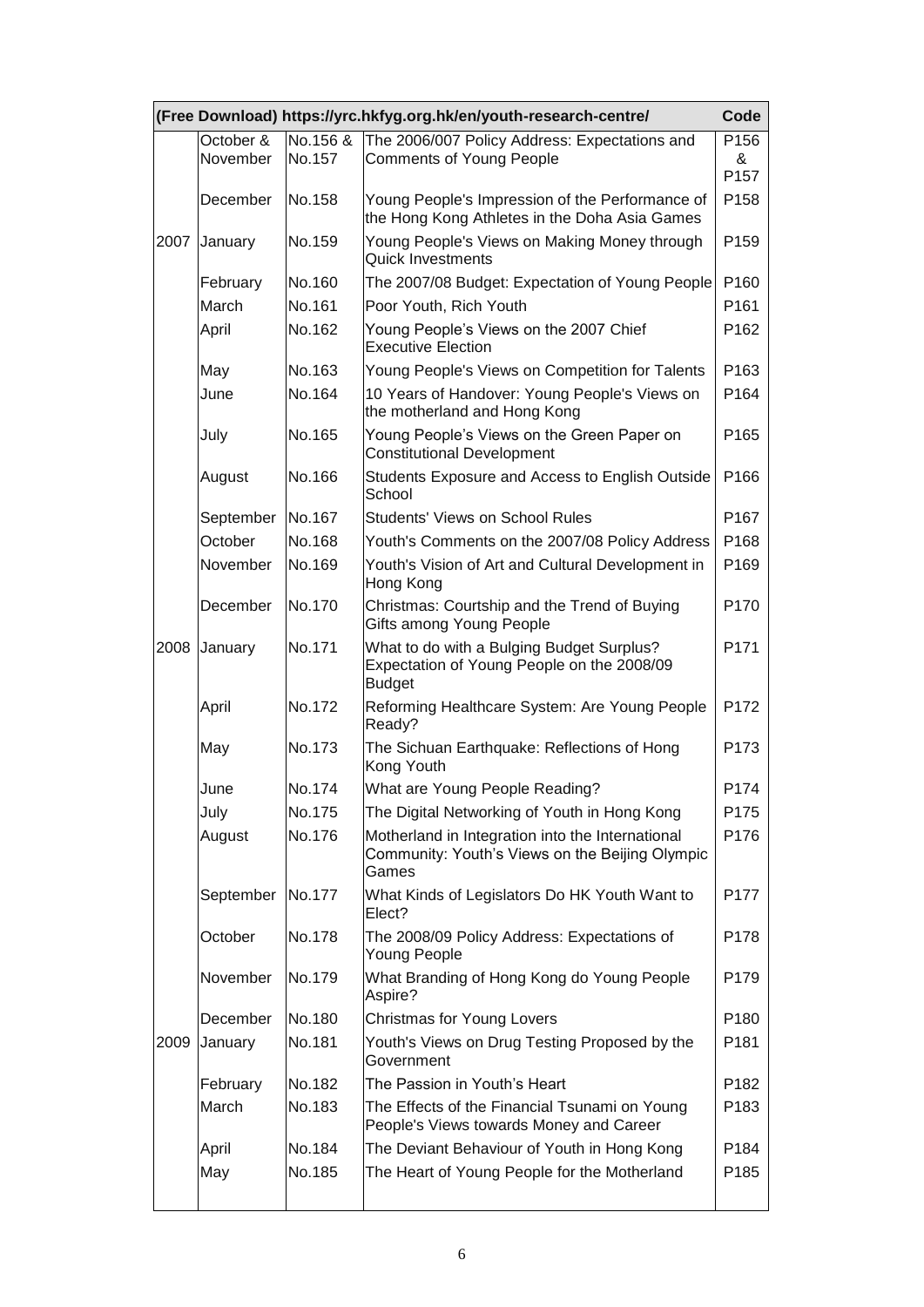| (Free Download) https://yrc.hkfyg.org.hk/en/youth-research-centre/ | | | | Code |
|---|---|---|---|---|
| | October & November | No.156 & No.157 | The 2006/007 Policy Address: Expectations and Comments of Young People | P156 & P157 |
| | December | No.158 | Young People's Impression of the Performance of the Hong Kong Athletes in the Doha Asia Games | P158 |
| 2007 | January | No.159 | Young People's Views on Making Money through Quick Investments | P159 |
| | February | No.160 | The 2007/08 Budget: Expectation of Young People | P160 |
| | March | No.161 | Poor Youth, Rich Youth | P161 |
| | April | No.162 | Young People's Views on the 2007 Chief Executive Election | P162 |
| | May | No.163 | Young People's Views on Competition for Talents | P163 |
| | June | No.164 | 10 Years of Handover: Young People's Views on the motherland and Hong Kong | P164 |
| | July | No.165 | Young People's Views on the Green Paper on Constitutional Development | P165 |
| | August | No.166 | Students Exposure and Access to English Outside School | P166 |
| | September | No.167 | Students' Views on School Rules | P167 |
| | October | No.168 | Youth's Comments on the 2007/08 Policy Address | P168 |
| | November | No.169 | Youth's Vision of Art and Cultural Development in Hong Kong | P169 |
| | December | No.170 | Christmas: Courtship and the Trend of Buying Gifts among Young People | P170 |
| 2008 | January | No.171 | What to do with a Bulging Budget Surplus? Expectation of Young People on the 2008/09 Budget | P171 |
| | April | No.172 | Reforming Healthcare System: Are Young People Ready? | P172 |
| | May | No.173 | The Sichuan Earthquake: Reflections of Hong Kong Youth | P173 |
| | June | No.174 | What are Young People Reading? | P174 |
| | July | No.175 | The Digital Networking of Youth in Hong Kong | P175 |
| | August | No.176 | Motherland in Integration into the International Community: Youth's Views on the Beijing Olympic Games | P176 |
| | September | No.177 | What Kinds of Legislators Do HK Youth Want to Elect? | P177 |
| | October | No.178 | The 2008/09 Policy Address: Expectations of Young People | P178 |
| | November | No.179 | What Branding of Hong Kong do Young People Aspire? | P179 |
| | December | No.180 | Christmas for Young Lovers | P180 |
| 2009 | January | No.181 | Youth's Views on Drug Testing Proposed by the Government | P181 |
| | February | No.182 | The Passion in Youth's Heart | P182 |
| | March | No.183 | The Effects of the Financial Tsunami on Young People's Views towards Money and Career | P183 |
| | April | No.184 | The Deviant Behaviour of Youth in Hong Kong | P184 |
| | May | No.185 | The Heart of Young People for the Motherland | P185 |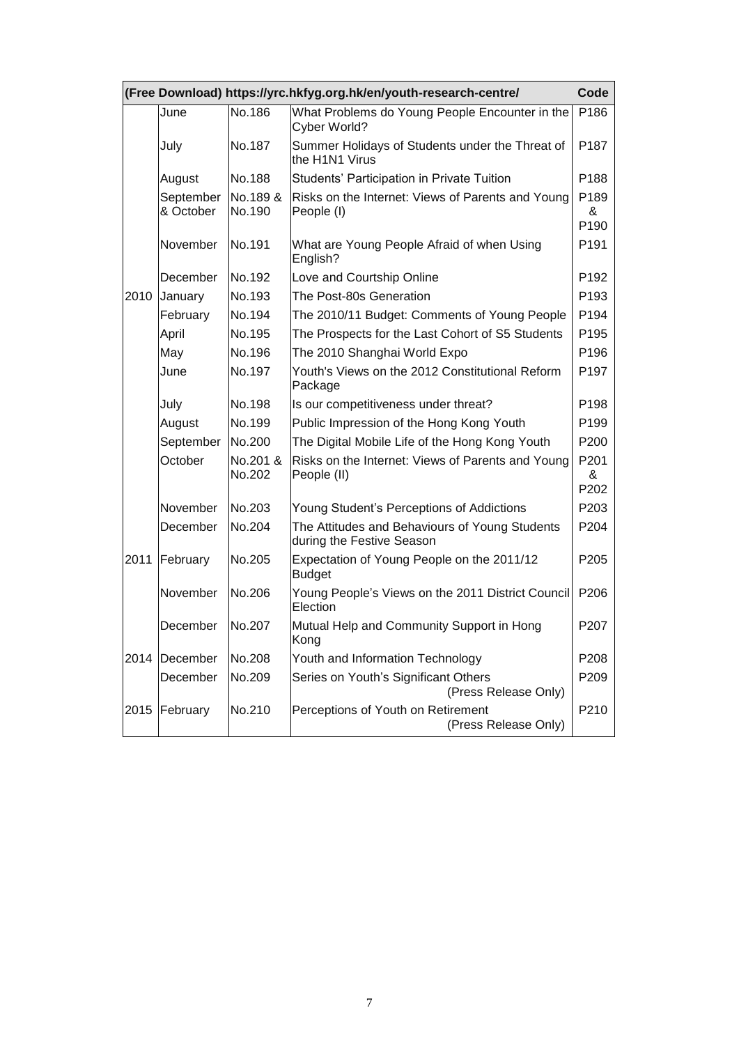| (Free Download) https://yrc.hkfyg.org.hk/en/youth-research-centre/ | | | | Code |
|---|---|---|---|---|
| | June | No.186 | What Problems do Young People Encounter in the Cyber World? | P186 |
| | July | No.187 | Summer Holidays of Students under the Threat of the H1N1 Virus | P187 |
| | August | No.188 | Students' Participation in Private Tuition | P188 |
| | September & October | No.189 & No.190 | Risks on the Internet: Views of Parents and Young People (I) | P189 & P190 |
| | November | No.191 | What are Young People Afraid of when Using English? | P191 |
| | December | No.192 | Love and Courtship Online | P192 |
| 2010 | January | No.193 | The Post-80s Generation | P193 |
| | February | No.194 | The 2010/11 Budget: Comments of Young People | P194 |
| | April | No.195 | The Prospects for the Last Cohort of S5 Students | P195 |
| | May | No.196 | The 2010 Shanghai World Expo | P196 |
| | June | No.197 | Youth's Views on the 2012 Constitutional Reform Package | P197 |
| | July | No.198 | Is our competitiveness under threat? | P198 |
| | August | No.199 | Public Impression of the Hong Kong Youth | P199 |
| | September | No.200 | The Digital Mobile Life of the Hong Kong Youth | P200 |
| | October | No.201 & No.202 | Risks on the Internet: Views of Parents and Young People (II) | P201 & P202 |
| | November | No.203 | Young Student's Perceptions of Addictions | P203 |
| | December | No.204 | The Attitudes and Behaviours of Young Students during the Festive Season | P204 |
| 2011 | February | No.205 | Expectation of Young People on the 2011/12 Budget | P205 |
| | November | No.206 | Young People's Views on the 2011 District Council Election | P206 |
| | December | No.207 | Mutual Help and Community Support in Hong Kong | P207 |
| 2014 | December | No.208 | Youth and Information Technology | P208 |
| | December | No.209 | Series on Youth's Significant Others (Press Release Only) | P209 |
| 2015 | February | No.210 | Perceptions of Youth on Retirement (Press Release Only) | P210 |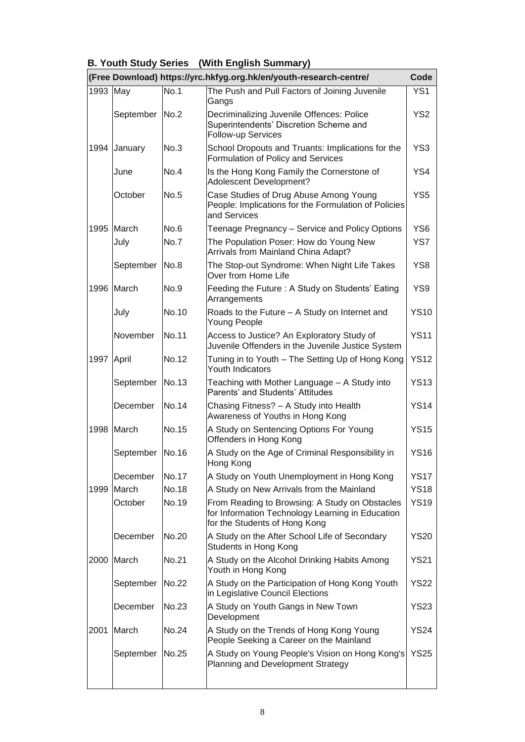## B. Youth Study Series (With English Summary)

| (Free Download) https://yrc.hkfyg.org.hk/en/youth-research-centre/ | | | | Code |
|---|---|---|---|---|
| 1993 | May | No.1 | The Push and Pull Factors of Joining Juvenile Gangs | YS1 |
| | September | No.2 | Decriminalizing Juvenile Offences: Police Superintendents' Discretion Scheme and Follow-up Services | YS2 |
| 1994 | January | No.3 | School Dropouts and Truants: Implications for the Formulation of Policy and Services | YS3 |
| | June | No.4 | Is the Hong Kong Family the Cornerstone of Adolescent Development? | YS4 |
| | October | No.5 | Case Studies of Drug Abuse Among Young People: Implications for the Formulation of Policies and Services | YS5 |
| 1995 | March | No.6 | Teenage Pregnancy – Service and Policy Options | YS6 |
| | July | No.7 | The Population Poser: How do Young New Arrivals from Mainland China Adapt? | YS7 |
| | September | No.8 | The Stop-out Syndrome: When Night Life Takes Over from Home Life | YS8 |
| 1996 | March | No.9 | Feeding the Future : A Study on Students' Eating Arrangements | YS9 |
| | July | No.10 | Roads to the Future – A Study on Internet and Young People | YS10 |
| | November | No.11 | Access to Justice? An Exploratory Study of Juvenile Offenders in the Juvenile Justice System | YS11 |
| 1997 | April | No.12 | Tuning in to Youth – The Setting Up of Hong Kong Youth Indicators | YS12 |
| | September | No.13 | Teaching with Mother Language – A Study into Parents' and Students' Attitudes | YS13 |
| | December | No.14 | Chasing Fitness? – A Study into Health Awareness of Youths in Hong Kong | YS14 |
| 1998 | March | No.15 | A Study on Sentencing Options For Young Offenders in Hong Kong | YS15 |
| | September | No.16 | A Study on the Age of Criminal Responsibility in Hong Kong | YS16 |
| | December | No.17 | A Study on Youth Unemployment in Hong Kong | YS17 |
| 1999 | March | No.18 | A Study on New Arrivals from the Mainland | YS18 |
| | October | No.19 | From Reading to Browsing: A Study on Obstacles for Information Technology Learning in Education for the Students of Hong Kong | YS19 |
| | December | No.20 | A Study on the After School Life of Secondary Students in Hong Kong | YS20 |
| 2000 | March | No.21 | A Study on the Alcohol Drinking Habits Among Youth in Hong Kong | YS21 |
| | September | No.22 | A Study on the Participation of Hong Kong Youth in Legislative Council Elections | YS22 |
| | December | No.23 | A Study on Youth Gangs in New Town Development | YS23 |
| 2001 | March | No.24 | A Study on the Trends of Hong Kong Young People Seeking a Career on the Mainland | YS24 |
| | September | No.25 | A Study on Young People's Vision on Hong Kong's Planning and Development Strategy | YS25 |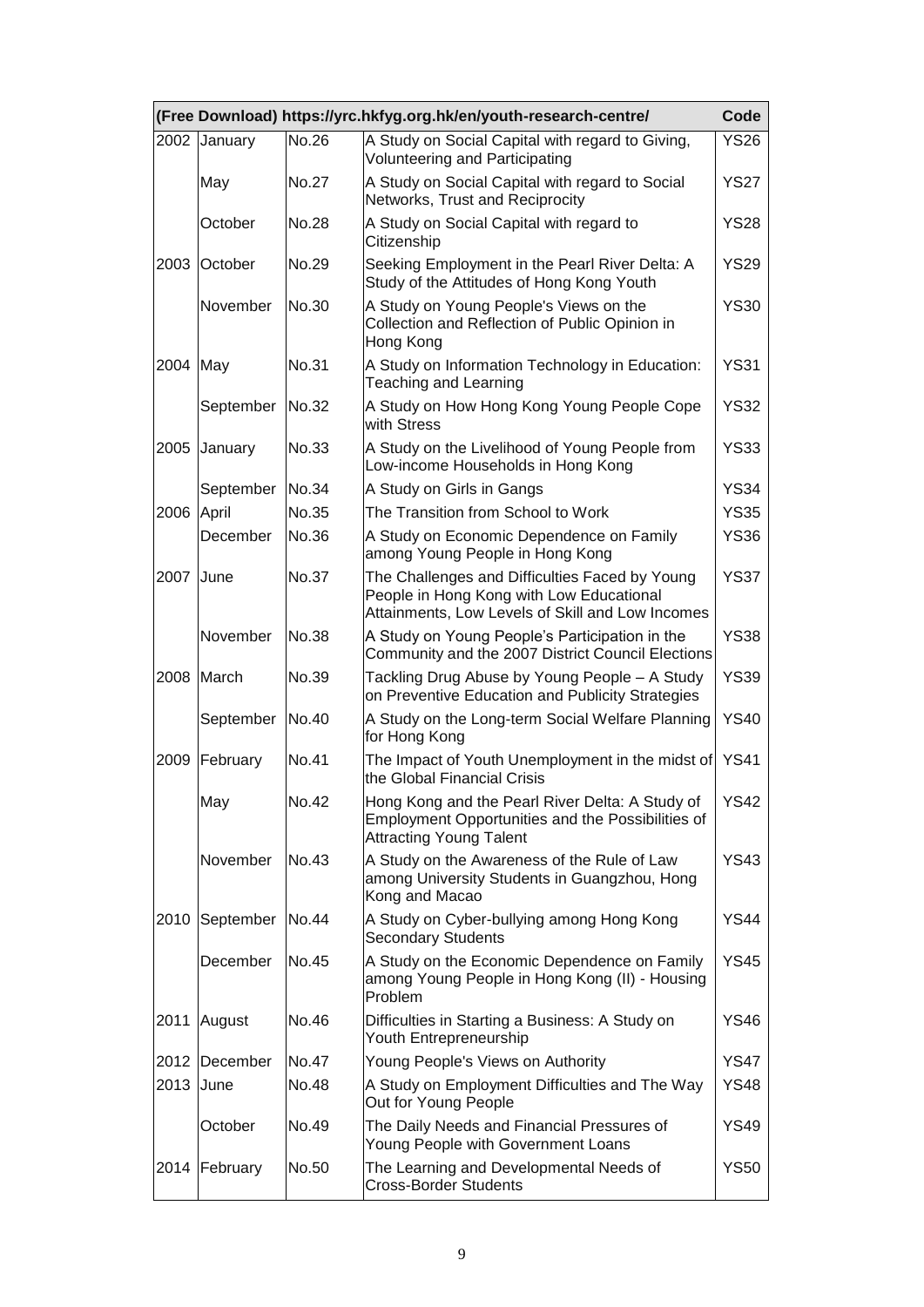| (Free Download) https://yrc.hkfyg.org.hk/en/youth-research-centre/ | | | | Code |
|---|---|---|---|---|
| 2002 | January | No.26 | A Study on Social Capital with regard to Giving, Volunteering and Participating | YS26 |
| | May | No.27 | A Study on Social Capital with regard to Social Networks, Trust and Reciprocity | YS27 |
| | October | No.28 | A Study on Social Capital with regard to Citizenship | YS28 |
| 2003 | October | No.29 | Seeking Employment in the Pearl River Delta: A Study of the Attitudes of Hong Kong Youth | YS29 |
| | November | No.30 | A Study on Young People's Views on the Collection and Reflection of Public Opinion in Hong Kong | YS30 |
| 2004 | May | No.31 | A Study on Information Technology in Education: Teaching and Learning | YS31 |
| | September | No.32 | A Study on How Hong Kong Young People Cope with Stress | YS32 |
| 2005 | January | No.33 | A Study on the Livelihood of Young People from Low-income Households in Hong Kong | YS33 |
| | September | No.34 | A Study on Girls in Gangs | YS34 |
| 2006 | April | No.35 | The Transition from School to Work | YS35 |
| | December | No.36 | A Study on Economic Dependence on Family among Young People in Hong Kong | YS36 |
| 2007 | June | No.37 | The Challenges and Difficulties Faced by Young People in Hong Kong with Low Educational Attainments, Low Levels of Skill and Low Incomes | YS37 |
| | November | No.38 | A Study on Young People's Participation in the Community and the 2007 District Council Elections | YS38 |
| 2008 | March | No.39 | Tackling Drug Abuse by Young People – A Study on Preventive Education and Publicity Strategies | YS39 |
| | September | No.40 | A Study on the Long-term Social Welfare Planning for Hong Kong | YS40 |
| 2009 | February | No.41 | The Impact of Youth Unemployment in the midst of the Global Financial Crisis | YS41 |
| | May | No.42 | Hong Kong and the Pearl River Delta: A Study of Employment Opportunities and the Possibilities of Attracting Young Talent | YS42 |
| | November | No.43 | A Study on the Awareness of the Rule of Law among University Students in Guangzhou, Hong Kong and Macao | YS43 |
| 2010 | September | No.44 | A Study on Cyber-bullying among Hong Kong Secondary Students | YS44 |
| | December | No.45 | A Study on the Economic Dependence on Family among Young People in Hong Kong (II) - Housing Problem | YS45 |
| 2011 | August | No.46 | Difficulties in Starting a Business: A Study on Youth Entrepreneurship | YS46 |
| 2012 | December | No.47 | Young People's Views on Authority | YS47 |
| 2013 | June | No.48 | A Study on Employment Difficulties and The Way Out for Young People | YS48 |
| | October | No.49 | The Daily Needs and Financial Pressures of Young People with Government Loans | YS49 |
| 2014 | February | No.50 | The Learning and Developmental Needs of Cross-Border Students | YS50 |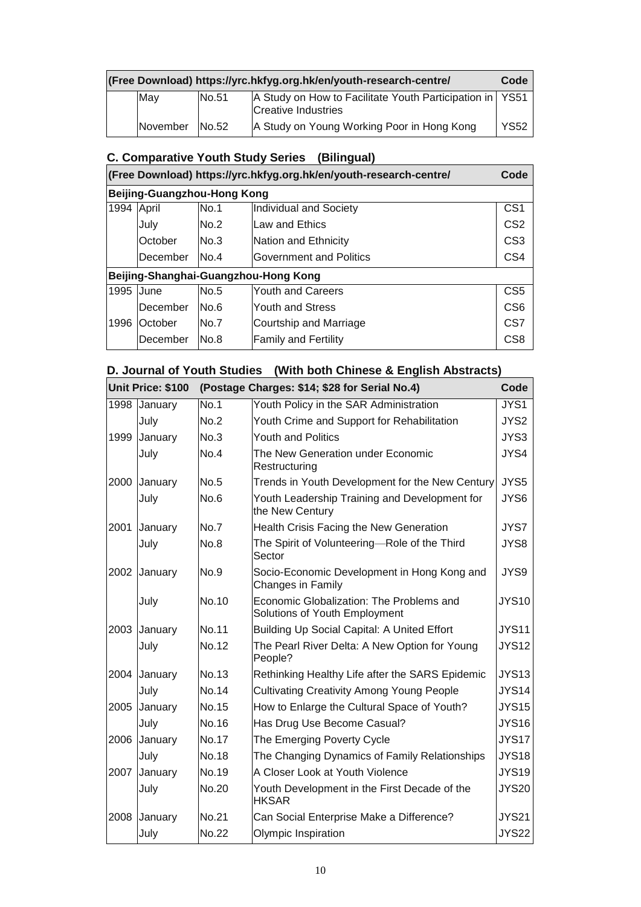| (Free Download) https://yrc.hkfyg.org.hk/en/youth-research-centre/ | | | | Code |
|---|---|---|---|---|
| | May | No.51 | A Study on How to Facilitate Youth Participation in Creative Industries | YS51 |
| | November | No.52 | A Study on Young Working Poor in Hong Kong | YS52 |

## C. Comparative Youth Study Series (Bilingual)

| (Free Download) https://yrc.hkfyg.org.hk/en/youth-research-centre/ | | | | Code |
|---|---|---|---|---|
| **Beijing-Guangzhou-Hong Kong** | | | | |
| 1994 | April | No.1 | Individual and Society | CS1 |
| | July | No.2 | Law and Ethics | CS2 |
| | October | No.3 | Nation and Ethnicity | CS3 |
| | December | No.4 | Government and Politics | CS4 |
| **Beijing-Shanghai-Guangzhou-Hong Kong** | | | | |
| 1995 | June | No.5 | Youth and Careers | CS5 |
| | December | No.6 | Youth and Stress | CS6 |
| 1996 | October | No.7 | Courtship and Marriage | CS7 |
| | December | No.8 | Family and Fertility | CS8 |

## D. Journal of Youth Studies (With both Chinese & English Abstracts)

| Unit Price: $100 | | | (Postage Charges: $14; $28 for Serial No.4) | Code |
|---|---|---|---|---|
| 1998 | January | No.1 | Youth Policy in the SAR Administration | JYS1 |
| | July | No.2 | Youth Crime and Support for Rehabilitation | JYS2 |
| 1999 | January | No.3 | Youth and Politics | JYS3 |
| | July | No.4 | The New Generation under Economic Restructuring | JYS4 |
| 2000 | January | No.5 | Trends in Youth Development for the New Century | JYS5 |
| | July | No.6 | Youth Leadership Training and Development for the New Century | JYS6 |
| 2001 | January | No.7 | Health Crisis Facing the New Generation | JYS7 |
| | July | No.8 | The Spirit of Volunteering—Role of the Third Sector | JYS8 |
| 2002 | January | No.9 | Socio-Economic Development in Hong Kong and Changes in Family | JYS9 |
| | July | No.10 | Economic Globalization: The Problems and Solutions of Youth Employment | JYS10 |
| 2003 | January | No.11 | Building Up Social Capital: A United Effort | JYS11 |
| | July | No.12 | The Pearl River Delta: A New Option for Young People? | JYS12 |
| 2004 | January | No.13 | Rethinking Healthy Life after the SARS Epidemic | JYS13 |
| | July | No.14 | Cultivating Creativity Among Young People | JYS14 |
| 2005 | January | No.15 | How to Enlarge the Cultural Space of Youth? | JYS15 |
| | July | No.16 | Has Drug Use Become Casual? | JYS16 |
| 2006 | January | No.17 | The Emerging Poverty Cycle | JYS17 |
| | July | No.18 | The Changing Dynamics of Family Relationships | JYS18 |
| 2007 | January | No.19 | A Closer Look at Youth Violence | JYS19 |
| | July | No.20 | Youth Development in the First Decade of the HKSAR | JYS20 |
| 2008 | January | No.21 | Can Social Enterprise Make a Difference? | JYS21 |
| | July | No.22 | Olympic Inspiration | JYS22 |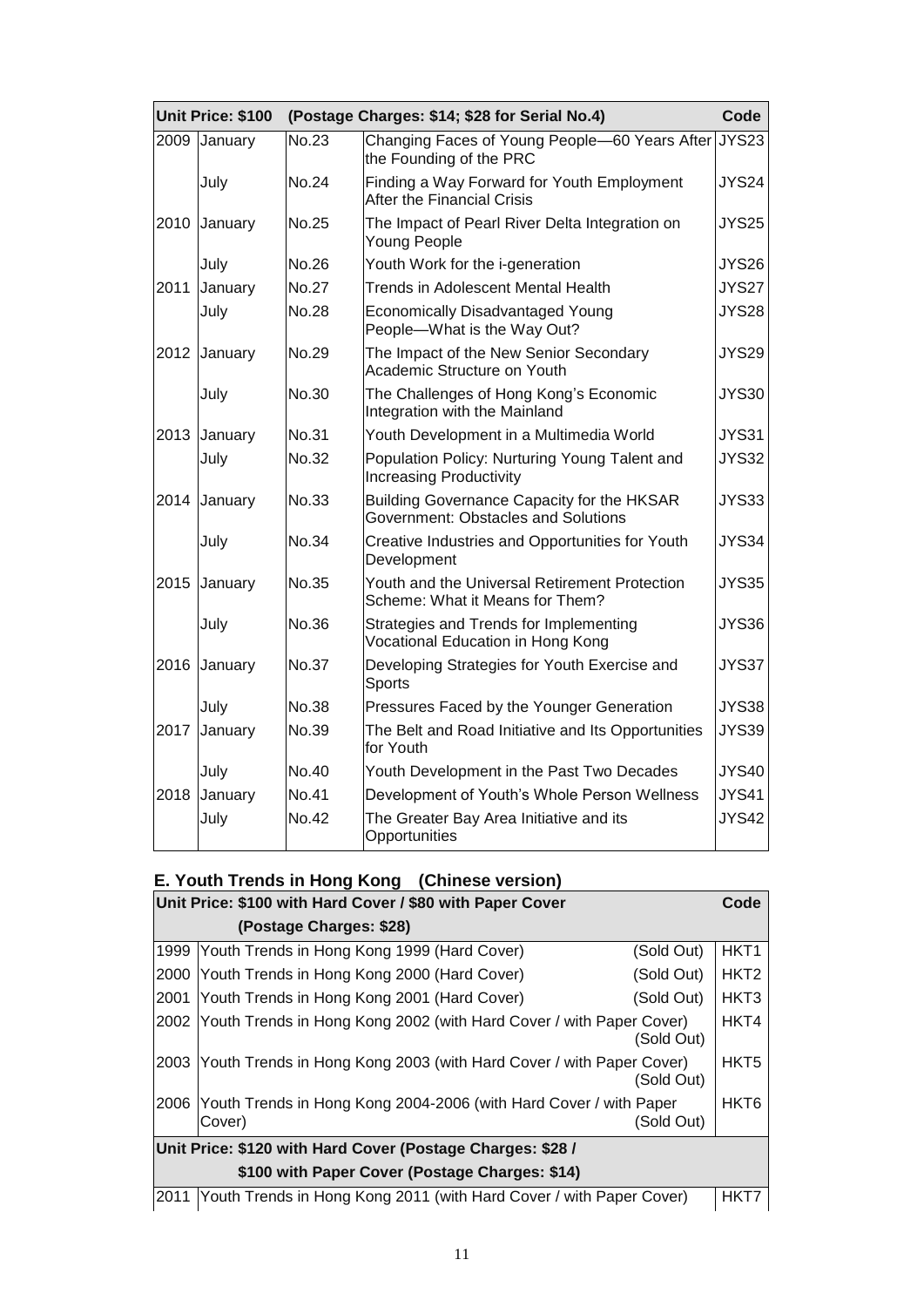| Unit Price: $100 | | (Postage Charges: $14; $28 for Serial No.4) | | Code |
|---|---|---|---|---|
| 2009 | January | No.23 | Changing Faces of Young People—60 Years After the Founding of the PRC | JYS23 |
| | July | No.24 | Finding a Way Forward for Youth Employment After the Financial Crisis | JYS24 |
| 2010 | January | No.25 | The Impact of Pearl River Delta Integration on Young People | JYS25 |
| | July | No.26 | Youth Work for the i-generation | JYS26 |
| 2011 | January | No.27 | Trends in Adolescent Mental Health | JYS27 |
| | July | No.28 | Economically Disadvantaged Young People—What is the Way Out? | JYS28 |
| 2012 | January | No.29 | The Impact of the New Senior Secondary Academic Structure on Youth | JYS29 |
| | July | No.30 | The Challenges of Hong Kong's Economic Integration with the Mainland | JYS30 |
| 2013 | January | No.31 | Youth Development in a Multimedia World | JYS31 |
| | July | No.32 | Population Policy: Nurturing Young Talent and Increasing Productivity | JYS32 |
| 2014 | January | No.33 | Building Governance Capacity for the HKSAR Government: Obstacles and Solutions | JYS33 |
| | July | No.34 | Creative Industries and Opportunities for Youth Development | JYS34 |
| 2015 | January | No.35 | Youth and the Universal Retirement Protection Scheme: What it Means for Them? | JYS35 |
| | July | No.36 | Strategies and Trends for Implementing Vocational Education in Hong Kong | JYS36 |
| 2016 | January | No.37 | Developing Strategies for Youth Exercise and Sports | JYS37 |
| | July | No.38 | Pressures Faced by the Younger Generation | JYS38 |
| 2017 | January | No.39 | The Belt and Road Initiative and Its Opportunities for Youth | JYS39 |
| | July | No.40 | Youth Development in the Past Two Decades | JYS40 |
| 2018 | January | No.41 | Development of Youth's Whole Person Wellness | JYS41 |
| | July | No.42 | The Greater Bay Area Initiative and its Opportunities | JYS42 |

## E. Youth Trends in Hong Kong (Chinese version)

| Unit Price: $100 with Hard Cover / $80 with Paper Cover (Postage Charges: $28) | | | Code |
|---|---|---|---|
| 1999 | Youth Trends in Hong Kong 1999 (Hard Cover) | (Sold Out) | HKT1 |
| 2000 | Youth Trends in Hong Kong 2000 (Hard Cover) | (Sold Out) | HKT2 |
| 2001 | Youth Trends in Hong Kong 2001 (Hard Cover) | (Sold Out) | HKT3 |
| 2002 | Youth Trends in Hong Kong 2002 (with Hard Cover / with Paper Cover) | (Sold Out) | HKT4 |
| 2003 | Youth Trends in Hong Kong 2003 (with Hard Cover / with Paper Cover) | (Sold Out) | HKT5 |
| 2006 | Youth Trends in Hong Kong 2004-2006 (with Hard Cover / with Paper Cover) | (Sold Out) | HKT6 |
| **Unit Price: $120 with Hard Cover (Postage Charges: $28 / $100 with Paper Cover (Postage Charges: $14)** | | | |
| 2011 | Youth Trends in Hong Kong 2011 (with Hard Cover / with Paper Cover) | | HKT7 |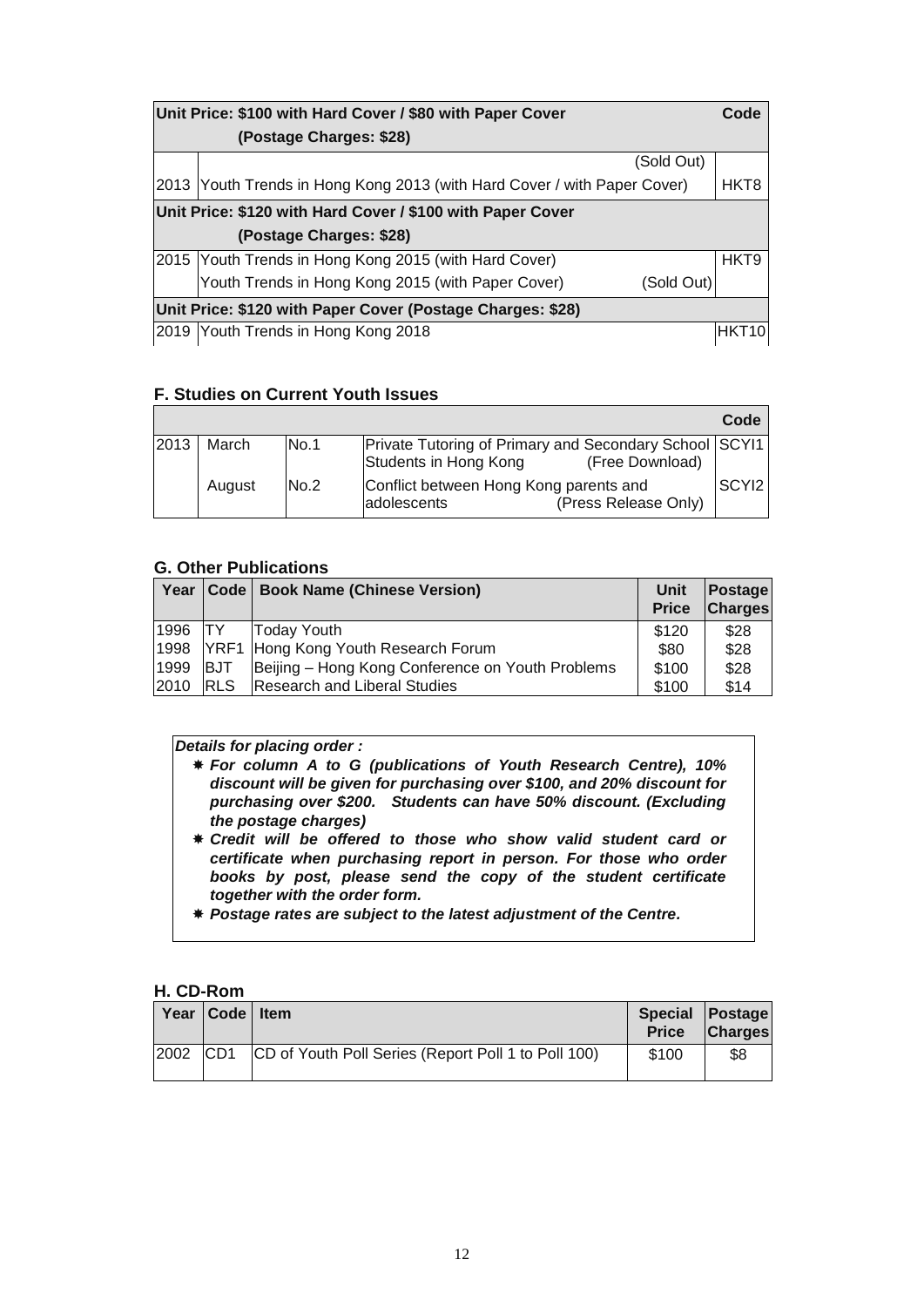| Unit Price: $100 with Hard Cover / $80 with Paper Cover (Postage Charges: $28) | | Code |
|---|---|---|
| | (Sold Out) | |
| 2013 | Youth Trends in Hong Kong 2013 (with Hard Cover / with Paper Cover) | HKT8 |
| **Unit Price: $120 with Hard Cover / $100 with Paper Cover (Postage Charges: $28)** | | |
| 2015 | Youth Trends in Hong Kong 2015 (with Hard Cover) | HKT9 |
| | Youth Trends in Hong Kong 2015 (with Paper Cover) (Sold Out) | |
| **Unit Price: $120 with Paper Cover (Postage Charges: $28)** | | |
| 2019 | Youth Trends in Hong Kong 2018 | HKT10 |

### F. Studies on Current Youth Issues

| | | | | Code |
|---|---|---|---|---|
| 2013 | March | No.1 | Private Tutoring of Primary and Secondary School Students in Hong Kong (Free Download) | SCYI1 |
| | August | No.2 | Conflict between Hong Kong parents and adolescents (Press Release Only) | SCYI2 |

### G. Other Publications

| Year | Code | Book Name (Chinese Version) | Unit Price | Postage Charges |
|---|---|---|---|---|
| 1996 | TY | Today Youth | $120 | $28 |
| 1998 | YRF1 | Hong Kong Youth Research Forum | $80 | $28 |
| 1999 | BJT | Beijing – Hong Kong Conference on Youth Problems | $100 | $28 |
| 2010 | RLS | Research and Liberal Studies | $100 | $14 |

***Details for placing order :***

- ***For column A to G (publications of Youth Research Centre), 10% discount will be given for purchasing over $100, and 20% discount for purchasing over $200. Students can have 50% discount. (Excluding the postage charges)***
- ***Credit will be offered to those who show valid student card or certificate when purchasing report in person. For those who order books by post, please send the copy of the student certificate together with the order form.***
- ***Postage rates are subject to the latest adjustment of the Centre.***

### H. CD-Rom

| Year | Code | Item | Special Price | Postage Charges |
|---|---|---|---|---|
| 2002 | CD1 | CD of Youth Poll Series (Report Poll 1 to Poll 100) | $100 | $8 |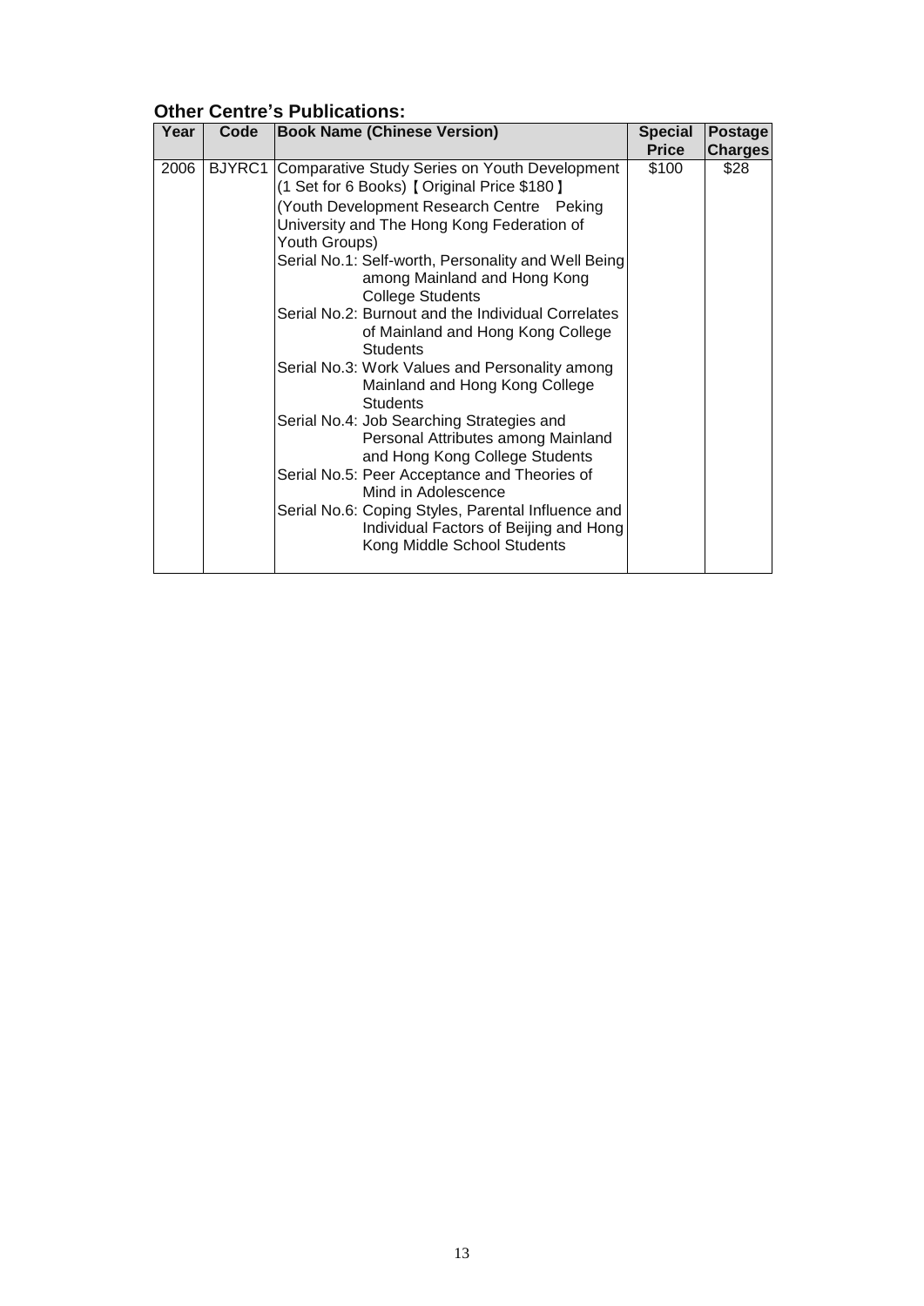### Other Centre's Publications:

| Year | Code | Book Name (Chinese Version) | Special Price | Postage Charges |
|---|---|---|---|---|
| 2006 | BJYRC1 | Comparative Study Series on Youth Development (1 Set for 6 Books)【Original Price $180】<br>(Youth Development Research Centre Peking University and The Hong Kong Federation of Youth Groups)<br>Serial No.1: Self-worth, Personality and Well Being among Mainland and Hong Kong College Students<br>Serial No.2: Burnout and the Individual Correlates of Mainland and Hong Kong College Students<br>Serial No.3: Work Values and Personality among Mainland and Hong Kong College Students<br>Serial No.4: Job Searching Strategies and Personal Attributes among Mainland and Hong Kong College Students<br>Serial No.5: Peer Acceptance and Theories of Mind in Adolescence<br>Serial No.6: Coping Styles, Parental Influence and Individual Factors of Beijing and Hong Kong Middle School Students | $100 | $28 |